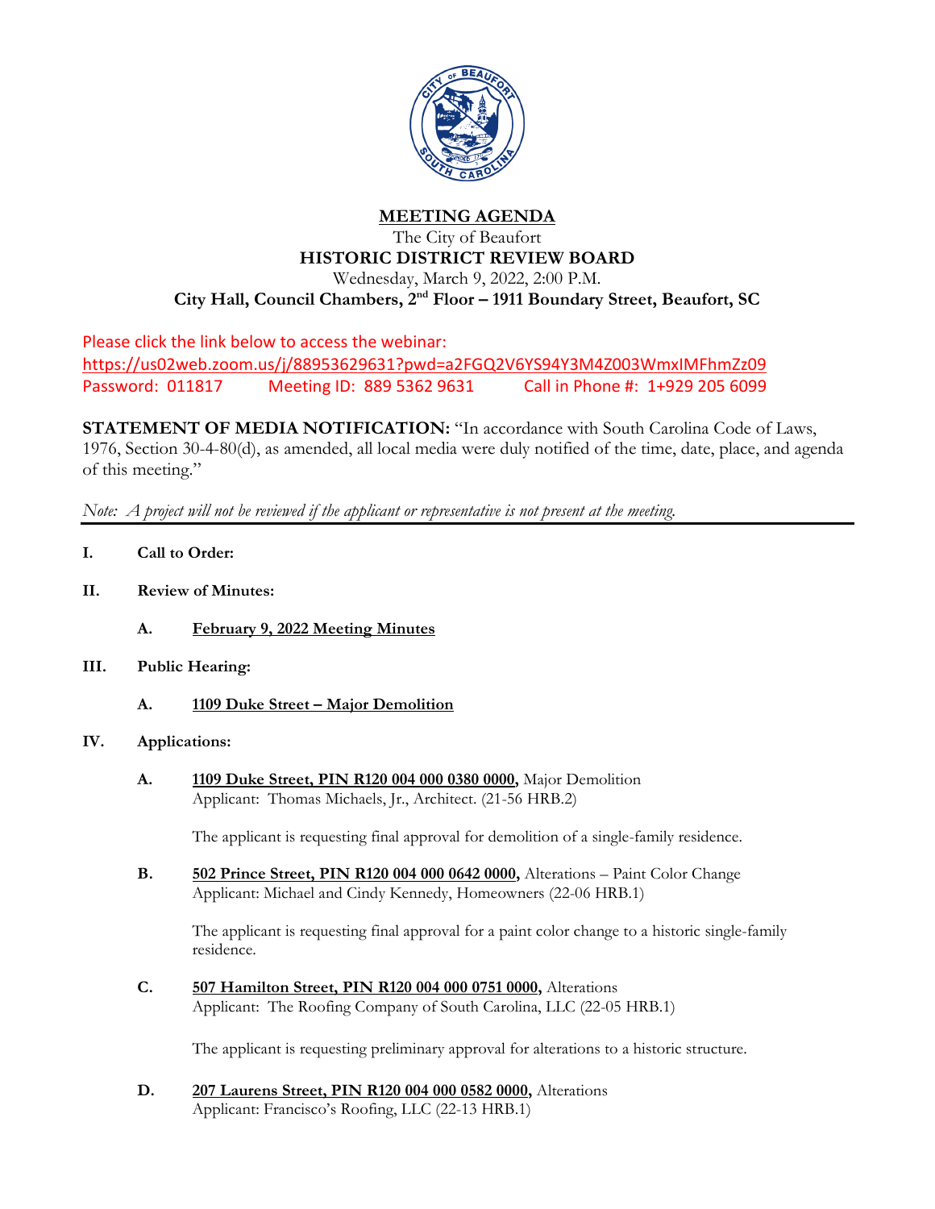# MEETING AGENDA

The City of Beaufort

**HISTORIC DISTRICT REVIEW BOARD**

Wednesday, March 9, 2022, 2:00 P.M.

**City Hall, Council Chambers, 2nd Floor – 1911 Boundary Street, Beaufort, SC**

Please click the link below to access the webinar:
https://us02web.zoom.us/j/88953629631?pwd=a2FGQ2V6YS94Y3M4Z003WmxIMFhmZz09
Password: 011817 Meeting ID: 889 5362 9631 Call in Phone #: 1+929 205 6099

**STATEMENT OF MEDIA NOTIFICATION:** "In accordance with South Carolina Code of Laws, 1976, Section 30-4-80(d), as amended, all local media were duly notified of the time, date, place, and agenda of this meeting."

*Note: A project will not be reviewed if the applicant or representative is not present at the meeting.*

---

**I. Call to Order:**

**II. Review of Minutes:**

**A. February 9, 2022 Meeting Minutes**

**III. Public Hearing:**

**A. 1109 Duke Street – Major Demolition**

**IV. Applications:**

**A. 1109 Duke Street, PIN R120 004 000 0380 0000,** Major Demolition
Applicant: Thomas Michaels, Jr., Architect. (21-56 HRB.2)

The applicant is requesting final approval for demolition of a single-family residence.

**B. 502 Prince Street, PIN R120 004 000 0642 0000,** Alterations – Paint Color Change
Applicant: Michael and Cindy Kennedy, Homeowners (22-06 HRB.1)

The applicant is requesting final approval for a paint color change to a historic single-family residence.

**C. 507 Hamilton Street, PIN R120 004 000 0751 0000,** Alterations
Applicant: The Roofing Company of South Carolina, LLC (22-05 HRB.1)

The applicant is requesting preliminary approval for alterations to a historic structure.

**D. 207 Laurens Street, PIN R120 004 000 0582 0000,** Alterations
Applicant: Francisco's Roofing, LLC (22-13 HRB.1)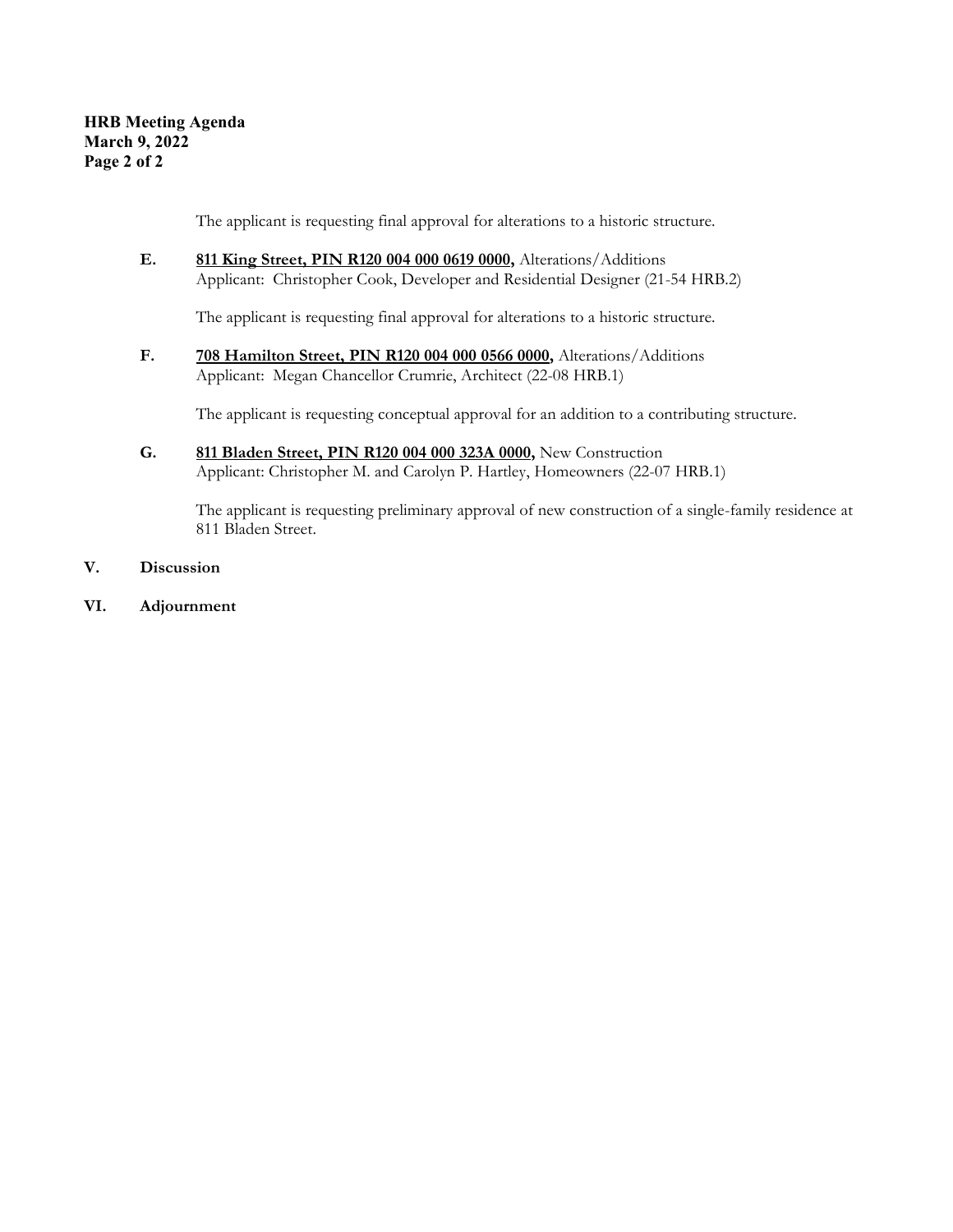The applicant is requesting final approval for alterations to a historic structure.

**E.** **811 King Street, PIN R120 004 000 0619 0000,** Alterations/Additions
Applicant: Christopher Cook, Developer and Residential Designer (21-54 HRB.2)

The applicant is requesting final approval for alterations to a historic structure.

**F.** **708 Hamilton Street, PIN R120 004 000 0566 0000,** Alterations/Additions
Applicant: Megan Chancellor Crumrie, Architect (22-08 HRB.1)

The applicant is requesting conceptual approval for an addition to a contributing structure.

**G.** **811 Bladen Street, PIN R120 004 000 323A 0000,** New Construction
Applicant: Christopher M. and Carolyn P. Hartley, Homeowners (22-07 HRB.1)

The applicant is requesting preliminary approval of new construction of a single-family residence at 811 Bladen Street.

## V. Discussion

## VI. Adjournment